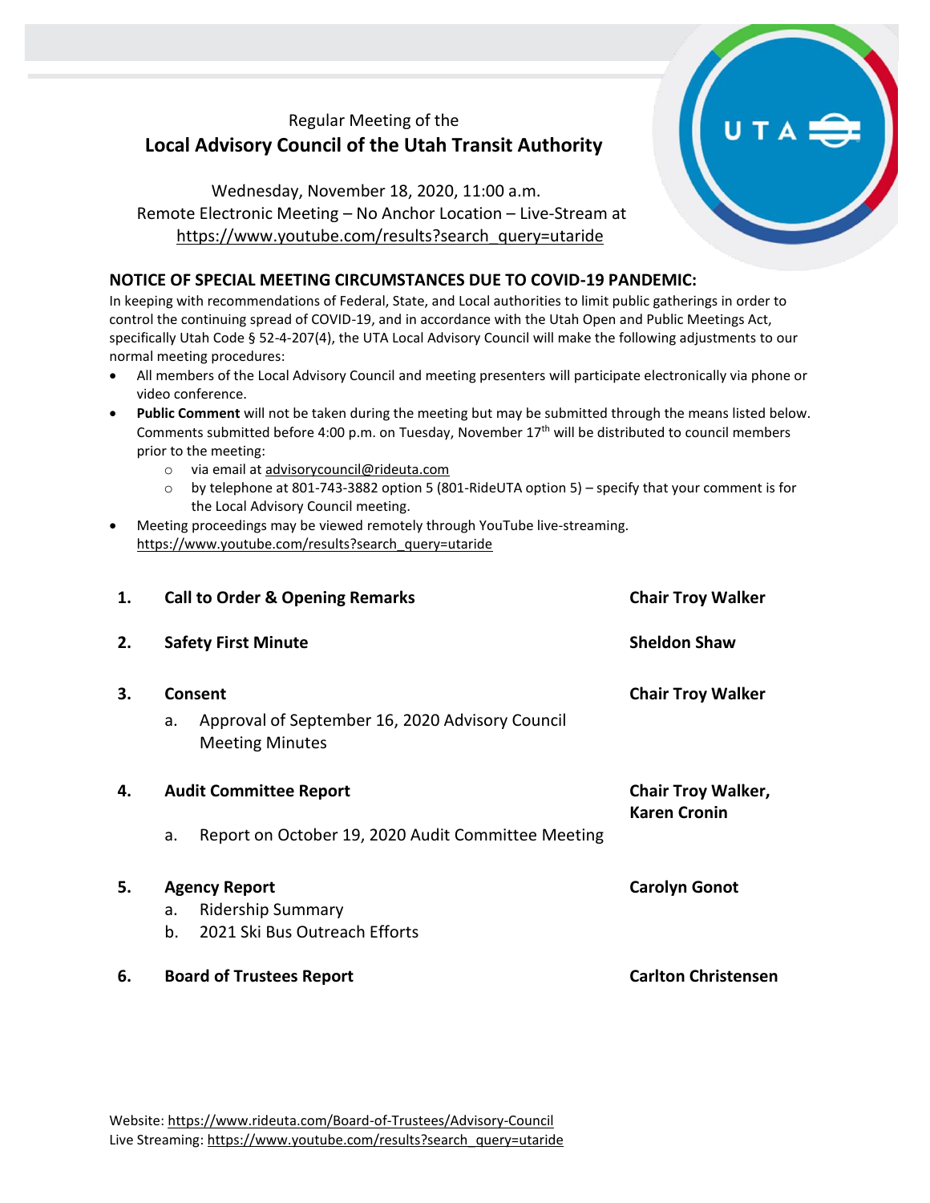Regular Meeting of the

# Local Advisory Council of the Utah Transit Authority

Wednesday, November 18, 2020, 11:00 a.m.
Remote Electronic Meeting – No Anchor Location – Live-Stream at
https://www.youtube.com/results?search_query=utaride

## NOTICE OF SPECIAL MEETING CIRCUMSTANCES DUE TO COVID-19 PANDEMIC:

In keeping with recommendations of Federal, State, and Local authorities to limit public gatherings in order to control the continuing spread of COVID-19, and in accordance with the Utah Open and Public Meetings Act, specifically Utah Code § 52-4-207(4), the UTA Local Advisory Council will make the following adjustments to our normal meeting procedures:

- All members of the Local Advisory Council and meeting presenters will participate electronically via phone or video conference.
- **Public Comment** will not be taken during the meeting but may be submitted through the means listed below. Comments submitted before 4:00 p.m. on Tuesday, November 17th will be distributed to council members prior to the meeting:
  - via email at advisorycouncil@rideuta.com
  - by telephone at 801-743-3882 option 5 (801-RideUTA option 5) – specify that your comment is for the Local Advisory Council meeting.
- Meeting proceedings may be viewed remotely through YouTube live-streaming. https://www.youtube.com/results?search_query=utaride

1. **Call to Order & Opening Remarks** — **Chair Troy Walker**

2. **Safety First Minute** — **Sheldon Shaw**

3. **Consent** — **Chair Troy Walker**
   a. Approval of September 16, 2020 Advisory Council Meeting Minutes

4. **Audit Committee Report** — **Chair Troy Walker, Karen Cronin**
   a. Report on October 19, 2020 Audit Committee Meeting

5. **Agency Report** — **Carolyn Gonot**
   a. Ridership Summary
   b. 2021 Ski Bus Outreach Efforts

6. **Board of Trustees Report** — **Carlton Christensen**

Website: https://www.rideuta.com/Board-of-Trustees/Advisory-Council
Live Streaming: https://www.youtube.com/results?search_query=utaride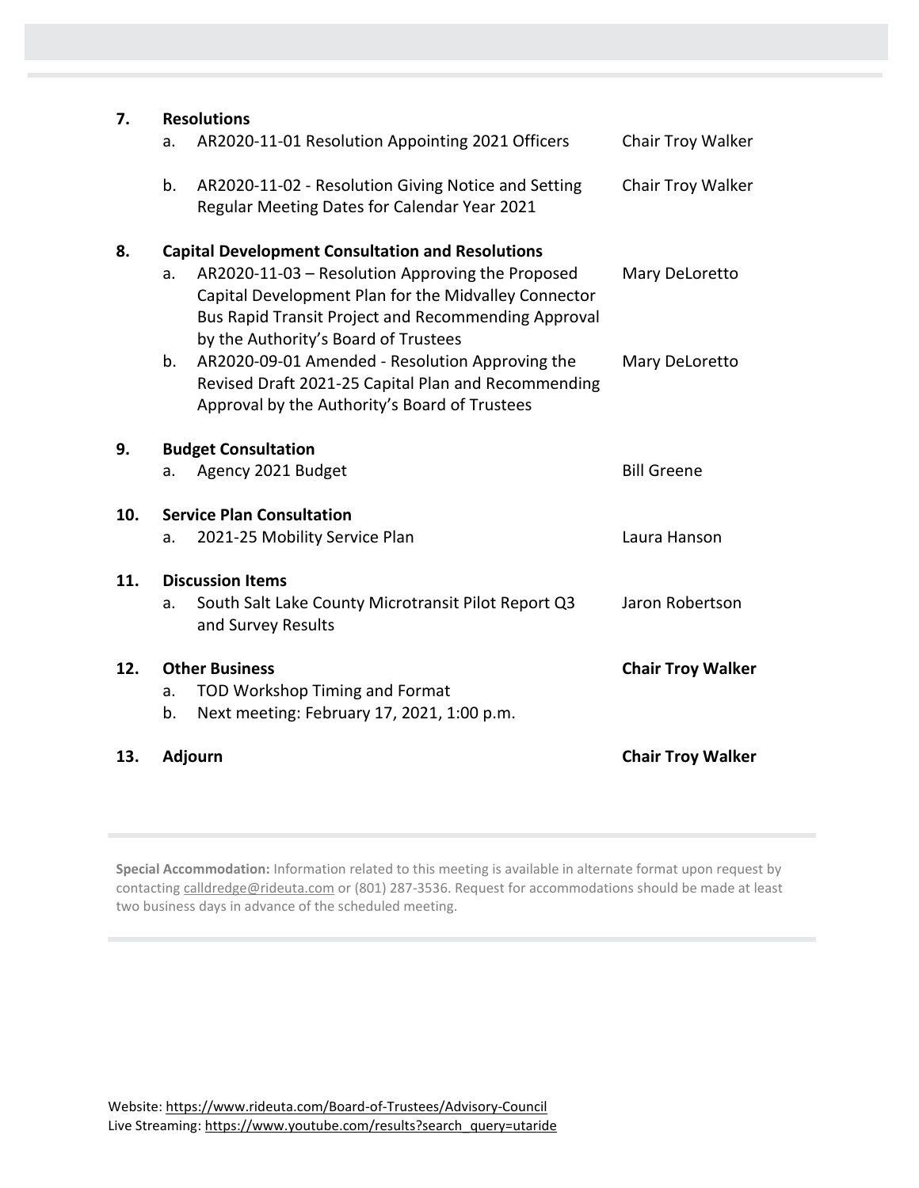**7. Resolutions**

a. AR2020-11-01 Resolution Appointing 2021 Officers — Chair Troy Walker

b. AR2020-11-02 - Resolution Giving Notice and Setting Regular Meeting Dates for Calendar Year 2021 — Chair Troy Walker

**8. Capital Development Consultation and Resolutions**

a. AR2020-11-03 – Resolution Approving the Proposed Capital Development Plan for the Midvalley Connector Bus Rapid Transit Project and Recommending Approval by the Authority's Board of Trustees — Mary DeLoretto

b. AR2020-09-01 Amended - Resolution Approving the Revised Draft 2021-25 Capital Plan and Recommending Approval by the Authority's Board of Trustees — Mary DeLoretto

**9. Budget Consultation**

a. Agency 2021 Budget — Bill Greene

**10. Service Plan Consultation**

a. 2021-25 Mobility Service Plan — Laura Hanson

**11. Discussion Items**

a. South Salt Lake County Microtransit Pilot Report Q3 and Survey Results — Jaron Robertson

**12. Other Business** — **Chair Troy Walker**

a. TOD Workshop Timing and Format

b. Next meeting: February 17, 2021, 1:00 p.m.

**13. Adjourn** — **Chair Troy Walker**

**Special Accommodation:** Information related to this meeting is available in alternate format upon request by contacting calldredge@rideuta.com or (801) 287-3536. Request for accommodations should be made at least two business days in advance of the scheduled meeting.

Website: https://www.rideuta.com/Board-of-Trustees/Advisory-Council
Live Streaming: https://www.youtube.com/results?search_query=utaride